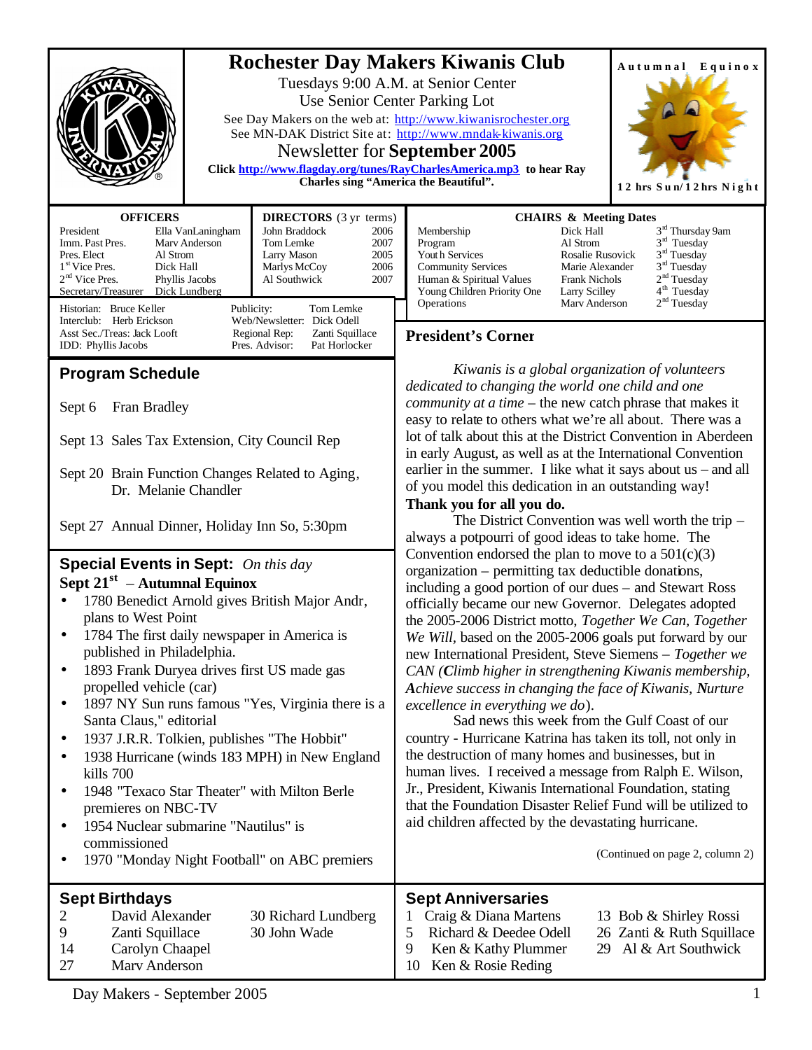# Rochester Day Makers Kiwanis Club

Tuesdays 9:00 A.M. at Senior Center
Use Senior Center Parking Lot
See Day Makers on the web at: http://www.kiwanisrochester.org
See MN-DAK District Site at: http://www.mndak-kiwanis.org

## Newsletter for September 2005

**Click http://www.flagday.org/tunes/RayCharlesAmerica.mp3 to hear Ray Charles sing "America the Beautiful".**

**Autumnal Equinox**

**12 hrs Sun/12hrs Night**

| OFFICERS | |
|---|---|
| President | Ella VanLaningham |
| Imm. Past Pres. | Marv Anderson |
| Pres. Elect | Al Strom |
| 1st Vice Pres. | Dick Hall |
| 2nd Vice Pres. | Phyllis Jacobs |
| Secretary/Treasurer | Dick Lundberg |

| DIRECTORS (3 yr terms) | |
|---|---|
| John Braddock | 2006 |
| Tom Lemke | 2007 |
| Larry Mason | 2005 |
| Marlys McCoy | 2006 |
| Al Southwick | 2007 |

Historian: Bruce Keller
Interclub: Herb Erickson
Asst Sec./Treas: Jack Looft
IDD: Phyllis Jacobs
Publicity: Tom Lemke
Web/Newsletter: Dick Odell
Regional Rep: Zanti Squillace
Pres. Advisor: Pat Horlocker

| CHAIRS & Meeting Dates | | |
|---|---|---|
| Membership | Dick Hall | 3rd Thursday 9am |
| Program | Al Strom | 3rd Tuesday |
| Youth Services | Rosalie Rusovick | 3rd Tuesday |
| Community Services | Marie Alexander | 3rd Tuesday |
| Human & Spiritual Values | Frank Nichols | 2nd Tuesday |
| Young Children Priority One | Larry Scilley | 4th Tuesday |
| Operations | Marv Anderson | 2nd Tuesday |

## Program Schedule

Sept 6 Fran Bradley

Sept 13 Sales Tax Extension, City Council Rep

Sept 20 Brain Function Changes Related to Aging, Dr. Melanie Chandler

Sept 27 Annual Dinner, Holiday Inn So, 5:30pm

## Special Events in Sept: *On this day*

**Sept 21st – Autumnal Equinox**

- 1780 Benedict Arnold gives British Major Andr, plans to West Point
- 1784 The first daily newspaper in America is published in Philadelphia.
- 1893 Frank Duryea drives first US made gas propelled vehicle (car)
- 1897 NY Sun runs famous "Yes, Virginia there is a Santa Claus," editorial
- 1937 J.R.R. Tolkien, publishes "The Hobbit"
- 1938 Hurricane (winds 183 MPH) in New England kills 700
- 1948 "Texaco Star Theater" with Milton Berle premieres on NBC-TV
- 1954 Nuclear submarine "Nautilus" is commissioned
- 1970 "Monday Night Football" on ABC premiers

## President's Corner

*Kiwanis is a global organization of volunteers dedicated to changing the world one child and one community at a time* – the new catch phrase that makes it easy to relate to others what we're all about. There was a lot of talk about this at the District Convention in Aberdeen in early August, as well as at the International Convention earlier in the summer. I like what it says about us – and all of you model this dedication in an outstanding way! **Thank you for all you do.**

The District Convention was well worth the trip – always a potpourri of good ideas to take home. The Convention endorsed the plan to move to a 501(c)(3) organization – permitting tax deductible donations, including a good portion of our dues – and Stewart Ross officially became our new Governor. Delegates adopted the 2005-2006 District motto, *Together We Can, Together We Will*, based on the 2005-2006 goals put forward by our new International President, Steve Siemens – *Together we CAN* (***C****limb higher in strengthening Kiwanis membership,* ***A****chieve success in changing the face of Kiwanis,* ***N****urture excellence in everything we do*).

Sad news this week from the Gulf Coast of our country - Hurricane Katrina has taken its toll, not only in the destruction of many homes and businesses, but in human lives. I received a message from Ralph E. Wilson, Jr., President, Kiwanis International Foundation, stating that the Foundation Disaster Relief Fund will be utilized to aid children affected by the devastating hurricane.

(Continued on page 2, column 2)

## Sept Birthdays

| | |
|---|---|
| 2 | David Alexander |
| 9 | Zanti Squillace |
| 14 | Carolyn Chaapel |
| 27 | Marv Anderson |
| 30 | Richard Lundberg |
| 30 | John Wade |

## Sept Anniversaries

| | |
|---|---|
| 1 | Craig & Diana Martens |
| 5 | Richard & Deedee Odell |
| 9 | Ken & Kathy Plummer |
| 10 | Ken & Rosie Reding |
| 13 | Bob & Shirley Rossi |
| 26 | Zanti & Ruth Squillace |
| 29 | Al & Art Southwick |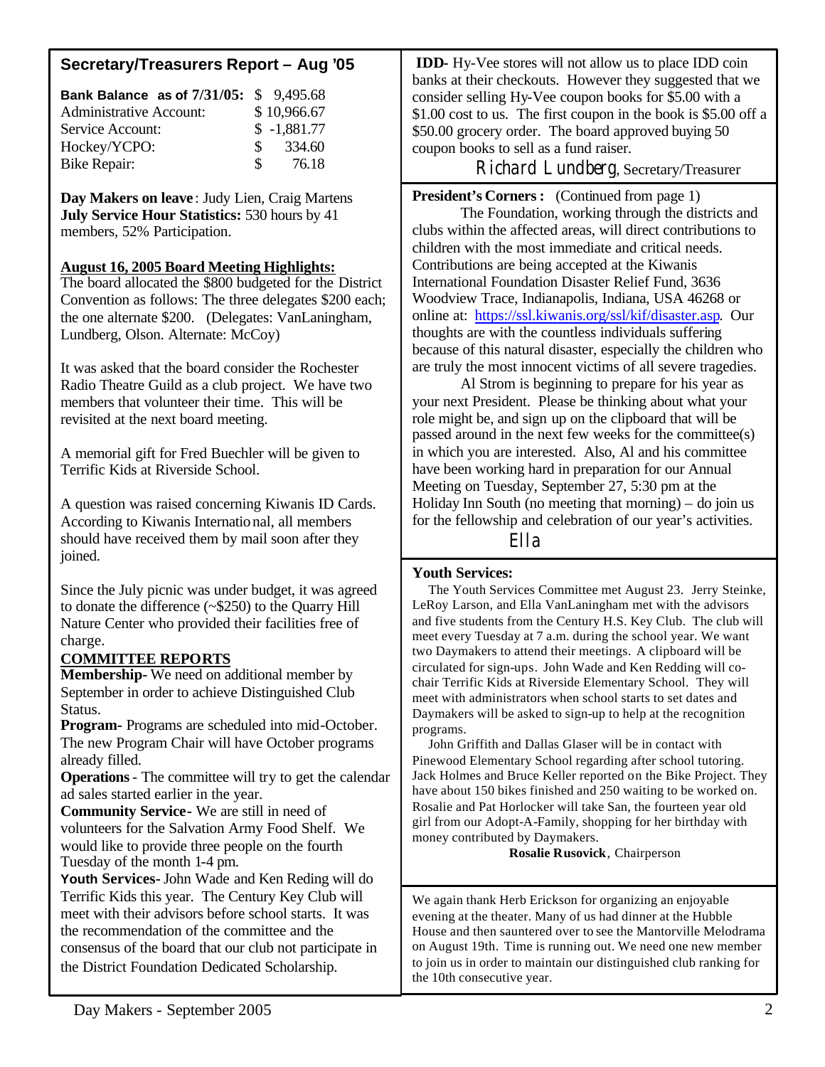## Secretary/Treasurers Report – Aug '05

| | |
|---|---|
| **Bank Balance as of 7/31/05:** | $ 9,495.68 |
| Administrative Account: | $ 10,966.67 |
| Service Account: | $ -1,881.77 |
| Hockey/YCPO: | $ 334.60 |
| Bike Repair: | $ 76.18 |

**Day Makers on leave**: Judy Lien, Craig Martens
**July Service Hour Statistics:** 530 hours by 41 members, 52% Participation.

**August 16, 2005 Board Meeting Highlights:**

The board allocated the $800 budgeted for the District Convention as follows: The three delegates $200 each; the one alternate $200. (Delegates: VanLaningham, Lundberg, Olson. Alternate: McCoy)

It was asked that the board consider the Rochester Radio Theatre Guild as a club project. We have two members that volunteer their time. This will be revisited at the next board meeting.

A memorial gift for Fred Buechler will be given to Terrific Kids at Riverside School.

A question was raised concerning Kiwanis ID Cards. According to Kiwanis International, all members should have received them by mail soon after they joined.

Since the July picnic was under budget, it was agreed to donate the difference (~$250) to the Quarry Hill Nature Center who provided their facilities free of charge.

**COMMITTEE REPORTS**

**Membership**- We need on additional member by September in order to achieve Distinguished Club Status.

**Program**- Programs are scheduled into mid-October. The new Program Chair will have October programs already filled.

**Operations** - The committee will try to get the calendar ad sales started earlier in the year.

**Community Service**- We are still in need of volunteers for the Salvation Army Food Shelf. We would like to provide three people on the fourth Tuesday of the month 1-4 pm.

**Youth Services**- John Wade and Ken Reding will do Terrific Kids this year. The Century Key Club will meet with their advisors before school starts. It was the recommendation of the committee and the consensus of the board that our club not participate in the District Foundation Dedicated Scholarship.

**IDD**- Hy-Vee stores will not allow us to place IDD coin banks at their checkouts. However they suggested that we consider selling Hy-Vee coupon books for $5.00 with a $1.00 cost to us. The first coupon in the book is $5.00 off a $50.00 grocery order. The board approved buying 50 coupon books to sell as a fund raiser.

*Richard Lundberg*, Secretary/Treasurer

**President's Corners:** (Continued from page 1)

The Foundation, working through the districts and clubs within the affected areas, will direct contributions to children with the most immediate and critical needs. Contributions are being accepted at the Kiwanis International Foundation Disaster Relief Fund, 3636 Woodview Trace, Indianapolis, Indiana, USA 46268 or online at: https://ssl.kiwanis.org/ssl/kif/disaster.asp. Our thoughts are with the countless individuals suffering because of this natural disaster, especially the children who are truly the most innocent victims of all severe tragedies.

Al Strom is beginning to prepare for his year as your next President. Please be thinking about what your role might be, and sign up on the clipboard that will be passed around in the next few weeks for the committee(s) in which you are interested. Also, Al and his committee have been working hard in preparation for our Annual Meeting on Tuesday, September 27, 5:30 pm at the Holiday Inn South (no meeting that morning) – do join us for the fellowship and celebration of our year's activities.

*Ella*

**Youth Services:**

The Youth Services Committee met August 23. Jerry Steinke, LeRoy Larson, and Ella VanLaningham met with the advisors and five students from the Century H.S. Key Club. The club will meet every Tuesday at 7 a.m. during the school year. We want two Daymakers to attend their meetings. A clipboard will be circulated for sign-ups. John Wade and Ken Redding will co-chair Terrific Kids at Riverside Elementary School. They will meet with administrators when school starts to set dates and Daymakers will be asked to sign-up to help at the recognition programs.

John Griffith and Dallas Glaser will be in contact with Pinewood Elementary School regarding after school tutoring. Jack Holmes and Bruce Keller reported on the Bike Project. They have about 150 bikes finished and 250 waiting to be worked on. Rosalie and Pat Horlocker will take San, the fourteen year old girl from our Adopt-A-Family, shopping for her birthday with money contributed by Daymakers.

**Rosalie Rusovick**, Chairperson

We again thank Herb Erickson for organizing an enjoyable evening at the theater. Many of us had dinner at the Hubble House and then sauntered over to see the Mantorville Melodrama on August 19th. Time is running out. We need one new member to join us in order to maintain our distinguished club ranking for the 10th consecutive year.